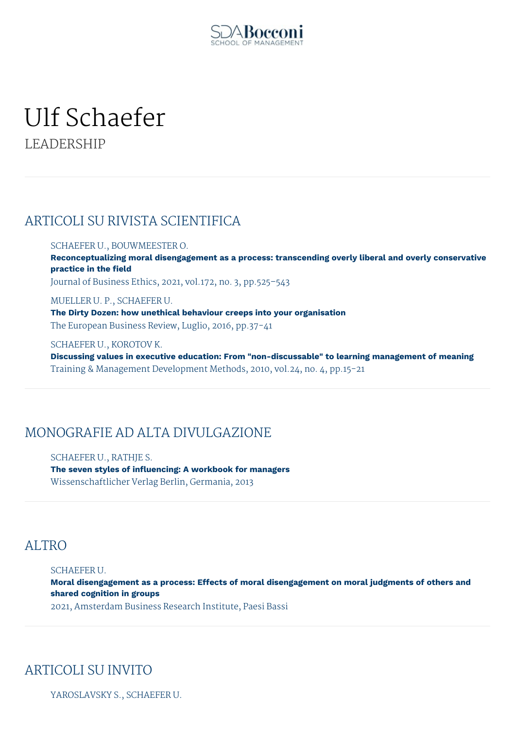# Ulf Schaefer

LEADERSHIP

## ARTICOLI SU RIVISTA SCIENTIFICA

SCHAEFER U., BOUWMEESTER O.
**Reconceptualizing moral disengagement as a process: transcending overly liberal and overly conservative practice in the field**
Journal of Business Ethics, 2021, vol.172, no. 3, pp.525-543

MUELLER U. P., SCHAEFER U.
**The Dirty Dozen: how unethical behaviour creeps into your organisation**
The European Business Review, Luglio, 2016, pp.37-41

SCHAEFER U., KOROTOV K.
**Discussing values in executive education: From "non-discussable" to learning management of meaning**
Training & Management Development Methods, 2010, vol.24, no. 4, pp.15-21

## MONOGRAFIE AD ALTA DIVULGAZIONE

SCHAEFER U., RATHJE S.
**The seven styles of influencing: A workbook for managers**
Wissenschaftlicher Verlag Berlin, Germania, 2013

## ALTRO

SCHAEFER U.
**Moral disengagement as a process: Effects of moral disengagement on moral judgments of others and shared cognition in groups**
2021, Amsterdam Business Research Institute, Paesi Bassi

## ARTICOLI SU INVITO

YAROSLAVSKY S., SCHAEFER U.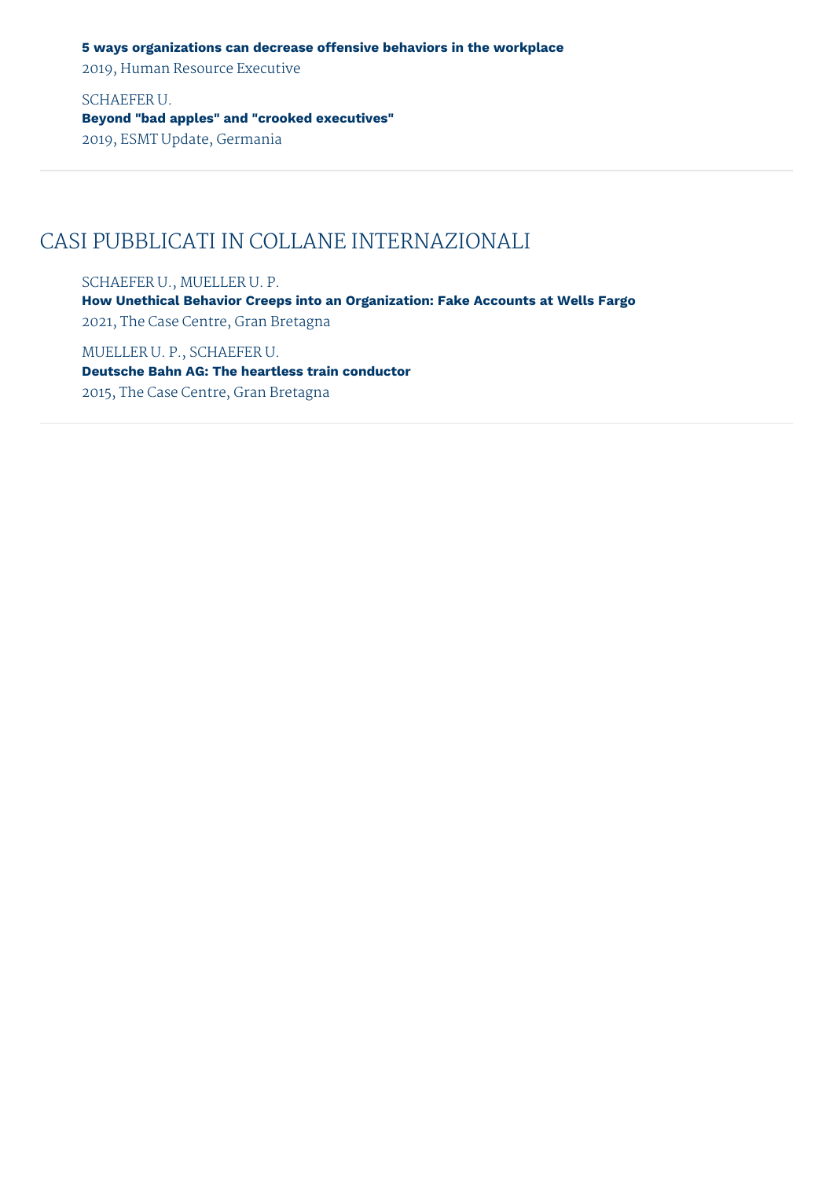**5 ways organizations can decrease offensive behaviors in the workplace**
2019, Human Resource Executive

SCHAEFER U.
**Beyond "bad apples" and "crooked executives"**
2019, ESMT Update, Germania

## CASI PUBBLICATI IN COLLANE INTERNAZIONALI

SCHAEFER U., MUELLER U. P.
**How Unethical Behavior Creeps into an Organization: Fake Accounts at Wells Fargo**
2021, The Case Centre, Gran Bretagna

MUELLER U. P., SCHAEFER U.
**Deutsche Bahn AG: The heartless train conductor**
2015, The Case Centre, Gran Bretagna